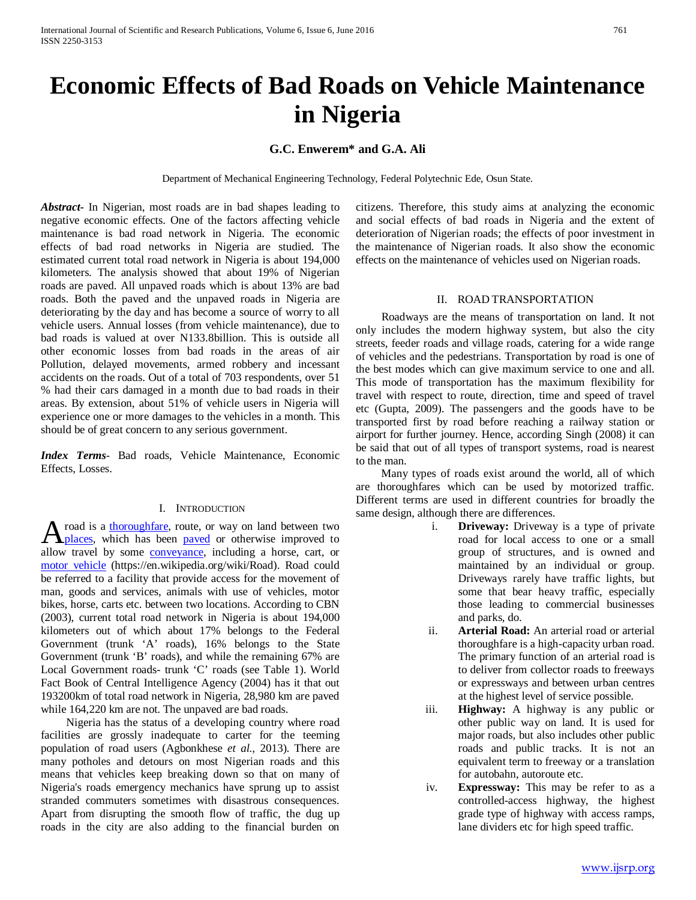# Economic Effects of Bad Roads on Vehicle Maintenance in Nigeria

**G.C. Enwerem* and G.A. Ali**

Department of Mechanical Engineering Technology, Federal Polytechnic Ede, Osun State.

***Abstract-*** In Nigerian, most roads are in bad shapes leading to negative economic effects. One of the factors affecting vehicle maintenance is bad road network in Nigeria. The economic effects of bad road networks in Nigeria are studied. The estimated current total road network in Nigeria is about 194,000 kilometers. The analysis showed that about 19% of Nigerian roads are paved. All unpaved roads which is about 13% are bad roads. Both the paved and the unpaved roads in Nigeria are deteriorating by the day and has become a source of worry to all vehicle users. Annual losses (from vehicle maintenance), due to bad roads is valued at over N133.8billion. This is outside all other economic losses from bad roads in the areas of air Pollution, delayed movements, armed robbery and incessant accidents on the roads. Out of a total of 703 respondents, over 51 % had their cars damaged in a month due to bad roads in their areas. By extension, about 51% of vehicle users in Nigeria will experience one or more damages to the vehicles in a month. This should be of great concern to any serious government.

***Index Terms*-** Bad roads, Vehicle Maintenance, Economic Effects, Losses.

## I. Introduction

A road is a thoroughfare, route, or way on land between two places, which has been paved or otherwise improved to allow travel by some conveyance, including a horse, cart, or motor vehicle (https://en.wikipedia.org/wiki/Road). Road could be referred to a facility that provide access for the movement of man, goods and services, animals with use of vehicles, motor bikes, horse, carts etc. between two locations. According to CBN (2003), current total road network in Nigeria is about 194,000 kilometers out of which about 17% belongs to the Federal Government (trunk 'A' roads), 16% belongs to the State Government (trunk 'B' roads), and while the remaining 67% are Local Government roads- trunk 'C' roads (see Table 1). World Fact Book of Central Intelligence Agency (2004) has it that out 193200km of total road network in Nigeria, 28,980 km are paved while 164,220 km are not. The unpaved are bad roads.

Nigeria has the status of a developing country where road facilities are grossly inadequate to carter for the teeming population of road users (Agbonkhese *et al.*, 2013). There are many potholes and detours on most Nigerian roads and this means that vehicles keep breaking down so that on many of Nigeria's roads emergency mechanics have sprung up to assist stranded commuters sometimes with disastrous consequences. Apart from disrupting the smooth flow of traffic, the dug up roads in the city are also adding to the financial burden on citizens. Therefore, this study aims at analyzing the economic and social effects of bad roads in Nigeria and the extent of deterioration of Nigerian roads; the effects of poor investment in the maintenance of Nigerian roads. It also show the economic effects on the maintenance of vehicles used on Nigerian roads.

## II. ROAD TRANSPORTATION

Roadways are the means of transportation on land. It not only includes the modern highway system, but also the city streets, feeder roads and village roads, catering for a wide range of vehicles and the pedestrians. Transportation by road is one of the best modes which can give maximum service to one and all. This mode of transportation has the maximum flexibility for travel with respect to route, direction, time and speed of travel etc (Gupta, 2009). The passengers and the goods have to be transported first by road before reaching a railway station or airport for further journey. Hence, according Singh (2008) it can be said that out of all types of transport systems, road is nearest to the man.

Many types of roads exist around the world, all of which are thoroughfares which can be used by motorized traffic. Different terms are used in different countries for broadly the same design, although there are differences.

i. **Driveway:** Driveway is a type of private road for local access to one or a small group of structures, and is owned and maintained by an individual or group. Driveways rarely have traffic lights, but some that bear heavy traffic, especially those leading to commercial businesses and parks, do.
ii. **Arterial Road:** An arterial road or arterial thoroughfare is a high-capacity urban road. The primary function of an arterial road is to deliver from collector roads to freeways or expressways and between urban centres at the highest level of service possible.
iii. **Highway:** A highway is any public or other public way on land. It is used for major roads, but also includes other public roads and public tracks. It is not an equivalent term to freeway or a translation for autobahn, autoroute etc.
iv. **Expressway:** This may be refer to as a controlled-access highway, the highest grade type of highway with access ramps, lane dividers etc for high speed traffic.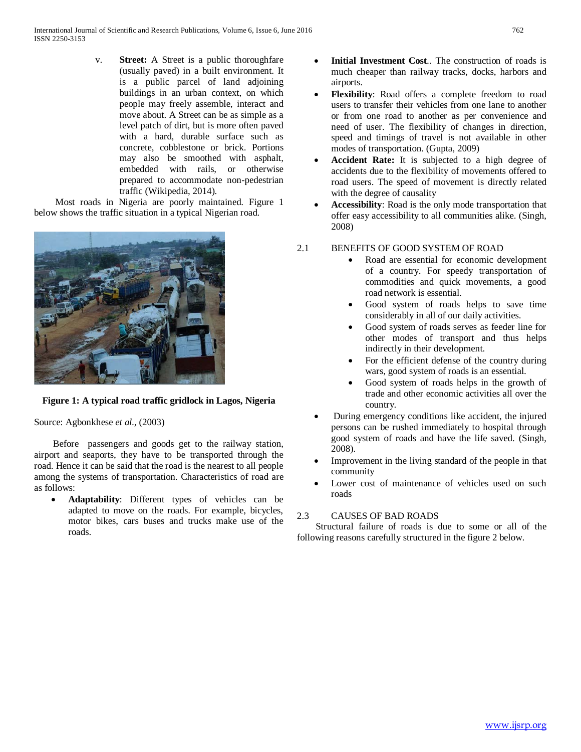v. **Street:** A Street is a public thoroughfare (usually paved) in a built environment. It is a public parcel of land adjoining buildings in an urban context, on which people may freely assemble, interact and move about. A Street can be as simple as a level patch of dirt, but is more often paved with a hard, durable surface such as concrete, cobblestone or brick. Portions may also be smoothed with asphalt, embedded with rails, or otherwise prepared to accommodate non-pedestrian traffic (Wikipedia, 2014).

Most roads in Nigeria are poorly maintained. Figure 1 below shows the traffic situation in a typical Nigerian road.

**Figure 1: A typical road traffic gridlock in Lagos, Nigeria**

Source: Agbonkhese *et al.,* (2003)

Before passengers and goods get to the railway station, airport and seaports, they have to be transported through the road. Hence it can be said that the road is the nearest to all people among the systems of transportation. Characteristics of road are as follows:

- **Adaptability**: Different types of vehicles can be adapted to move on the roads. For example, bicycles, motor bikes, cars buses and trucks make use of the roads.
- **Initial Investment Cost**.. The construction of roads is much cheaper than railway tracks, docks, harbors and airports.
- **Flexibility**: Road offers a complete freedom to road users to transfer their vehicles from one lane to another or from one road to another as per convenience and need of user. The flexibility of changes in direction, speed and timings of travel is not available in other modes of transportation. (Gupta, 2009)
- **Accident Rate:** It is subjected to a high degree of accidents due to the flexibility of movements offered to road users. The speed of movement is directly related with the degree of causality
- **Accessibility**: Road is the only mode transportation that offer easy accessibility to all communities alike. (Singh, 2008)

## 2.1 BENEFITS OF GOOD SYSTEM OF ROAD

- Road are essential for economic development of a country. For speedy transportation of commodities and quick movements, a good road network is essential.
- Good system of roads helps to save time considerably in all of our daily activities.
- Good system of roads serves as feeder line for other modes of transport and thus helps indirectly in their development.
- For the efficient defense of the country during wars, good system of roads is an essential.
- Good system of roads helps in the growth of trade and other economic activities all over the country.
- During emergency conditions like accident, the injured persons can be rushed immediately to hospital through good system of roads and have the life saved. (Singh, 2008).
- Improvement in the living standard of the people in that community
- Lower cost of maintenance of vehicles used on such roads

## 2.3 CAUSES OF BAD ROADS

Structural failure of roads is due to some or all of the following reasons carefully structured in the figure 2 below.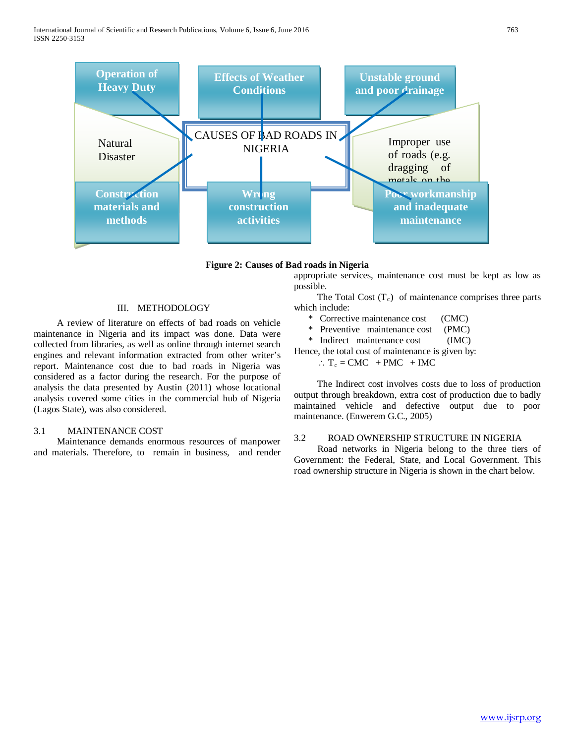CAUSES OF BAD ROADS IN NIGERIA

- Operation of Heavy Duty
- Effects of Weather Conditions
- Unstable ground and poor drainage
- Natural Disaster
- Improper use of roads (e.g. dragging of metals on the
- Construction materials and methods
- Wrong construction activities
- Poor workmanship and inadequate maintenance

**Figure 2: Causes of Bad roads in Nigeria**

## III. METHODOLOGY

A review of literature on effects of bad roads on vehicle maintenance in Nigeria and its impact was done. Data were collected from libraries, as well as online through internet search engines and relevant information extracted from other writer's report. Maintenance cost due to bad roads in Nigeria was considered as a factor during the research. For the purpose of analysis the data presented by Austin (2011) whose locational analysis covered some cities in the commercial hub of Nigeria (Lagos State), was also considered.

### 3.1 MAINTENANCE COST

Maintenance demands enormous resources of manpower and materials. Therefore, to remain in business, and render appropriate services, maintenance cost must be kept as low as possible.

The Total Cost ($T_c$) of maintenance comprises three parts which include:

* Corrective maintenance cost (CMC)
* Preventive maintenance cost (PMC)
* Indirect maintenance cost (IMC)

Hence, the total cost of maintenance is given by:

$$\therefore T_c = CMC + PMC + IMC$$

The Indirect cost involves costs due to loss of production output through breakdown, extra cost of production due to badly maintained vehicle and defective output due to poor maintenance. (Enwerem G.C., 2005)

### 3.2 ROAD OWNERSHIP STRUCTURE IN NIGERIA

Road networks in Nigeria belong to the three tiers of Government: the Federal, State, and Local Government. This road ownership structure in Nigeria is shown in the chart below.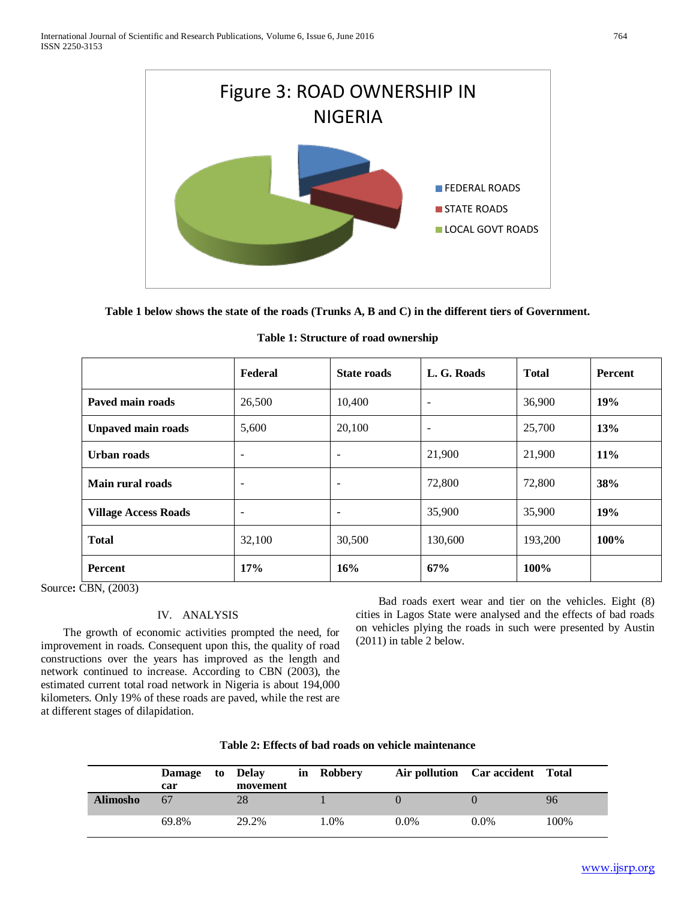Figure 3: ROAD OWNERSHIP IN NIGERIA

**Table 1 below shows the state of the roads (Trunks A, B and C) in the different tiers of Government.**

**Table 1: Structure of road ownership**

| | **Federal** | **State roads** | **L. G. Roads** | **Total** | **Percent** |
|---|---|---|---|---|---|
| **Paved main roads** | 26,500 | 10,400 | - | 36,900 | **19%** |
| **Unpaved main roads** | 5,600 | 20,100 | - | 25,700 | **13%** |
| **Urban roads** | - | - | 21,900 | 21,900 | **11%** |
| **Main rural roads** | - | - | 72,800 | 72,800 | **38%** |
| **Village Access Roads** | - | - | 35,900 | 35,900 | **19%** |
| **Total** | 32,100 | 30,500 | 130,600 | 193,200 | **100%** |
| **Percent** | **17%** | **16%** | **67%** | **100%** | |

Source**:** CBN, (2003)

## IV. ANALYSIS

The growth of economic activities prompted the need, for improvement in roads. Consequent upon this, the quality of road constructions over the years has improved as the length and network continued to increase. According to CBN (2003), the estimated current total road network in Nigeria is about 194,000 kilometers. Only 19% of these roads are paved, while the rest are at different stages of dilapidation.

Bad roads exert wear and tier on the vehicles. Eight (8) cities in Lagos State were analysed and the effects of bad roads on vehicles plying the roads in such were presented by Austin (2011) in table 2 below.

**Table 2: Effects of bad roads on vehicle maintenance**

| | **Damage to car** | **Delay in movement** | **Robbery** | **Air pollution** | **Car accident** | **Total** |
|---|---|---|---|---|---|---|
| **Alimosho** | 67 | 28 | 1 | 0 | 0 | 96 |
| | 69.8% | 29.2% | 1.0% | 0.0% | 0.0% | 100% |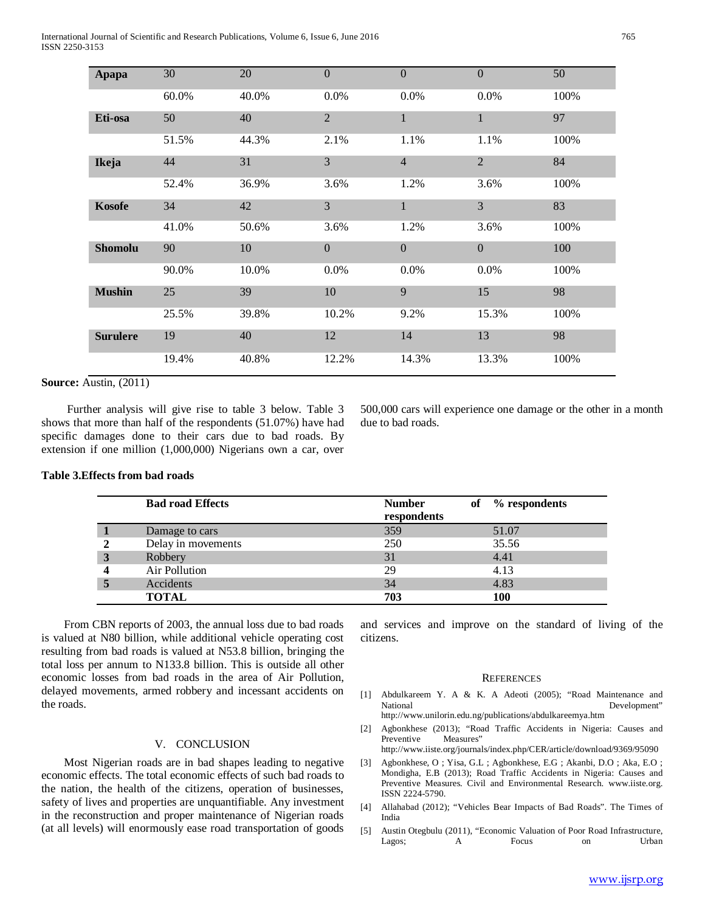| | | | | | | |
|---|---|---|---|---|---|---|
| **Apapa** | 30 | 20 | 0 | 0 | 0 | 50 |
| | 60.0% | 40.0% | 0.0% | 0.0% | 0.0% | 100% |
| **Eti-osa** | 50 | 40 | 2 | 1 | 1 | 97 |
| | 51.5% | 44.3% | 2.1% | 1.1% | 1.1% | 100% |
| **Ikeja** | 44 | 31 | 3 | 4 | 2 | 84 |
| | 52.4% | 36.9% | 3.6% | 1.2% | 3.6% | 100% |
| **Kosofe** | 34 | 42 | 3 | 1 | 3 | 83 |
| | 41.0% | 50.6% | 3.6% | 1.2% | 3.6% | 100% |
| **Shomolu** | 90 | 10 | 0 | 0 | 0 | 100 |
| | 90.0% | 10.0% | 0.0% | 0.0% | 0.0% | 100% |
| **Mushin** | 25 | 39 | 10 | 9 | 15 | 98 |
| | 25.5% | 39.8% | 10.2% | 9.2% | 15.3% | 100% |
| **Surulere** | 19 | 40 | 12 | 14 | 13 | 98 |
| | 19.4% | 40.8% | 12.2% | 14.3% | 13.3% | 100% |

**Source:** Austin, (2011)

Further analysis will give rise to table 3 below. Table 3 shows that more than half of the respondents (51.07%) have had specific damages done to their cars due to bad roads. By extension if one million (1,000,000) Nigerians own a car, over 500,000 cars will experience one damage or the other in a month due to bad roads.

**Table 3.Effects from bad roads**

| | Bad road Effects | Number of respondents | % respondents |
|---|---|---|---|
| **1** | Damage to cars | 359 | 51.07 |
| **2** | Delay in movements | 250 | 35.56 |
| **3** | Robbery | 31 | 4.41 |
| **4** | Air Pollution | 29 | 4.13 |
| **5** | Accidents | 34 | 4.83 |
| | **TOTAL** | **703** | **100** |

From CBN reports of 2003, the annual loss due to bad roads is valued at N80 billion, while additional vehicle operating cost resulting from bad roads is valued at N53.8 billion, bringing the total loss per annum to N133.8 billion. This is outside all other economic losses from bad roads in the area of Air Pollution, delayed movements, armed robbery and incessant accidents on the roads.

## V. CONCLUSION

Most Nigerian roads are in bad shapes leading to negative economic effects. The total economic effects of such bad roads to the nation, the health of the citizens, operation of businesses, safety of lives and properties are unquantifiable. Any investment in the reconstruction and proper maintenance of Nigerian roads (at all levels) will enormously ease road transportation of goods and services and improve on the standard of living of the citizens.

## REFERENCES

[1] Abdulkareem Y. A & K. A Adeoti (2005); "Road Maintenance and National Development" http://www.unilorin.edu.ng/publications/abdulkareemya.htm

[2] Agbonkhese (2013); "Road Traffic Accidents in Nigeria: Causes and Preventive Measures" http://www.iiste.org/journals/index.php/CER/article/download/9369/95090

[3] Agbonkhese, O ; Yisa, G.L ; Agbonkhese, E.G ; Akanbi, D.O ; Aka, E.O ; Mondigha, E.B (2013); Road Traffic Accidents in Nigeria: Causes and Preventive Measures. Civil and Environmental Research. www.iiste.org. ISSN 2224-5790.

[4] Allahabad (2012); "Vehicles Bear Impacts of Bad Roads". The Times of India

[5] Austin Otegbulu (2011), "Economic Valuation of Poor Road Infrastructure, Lagos; A Focus on Urban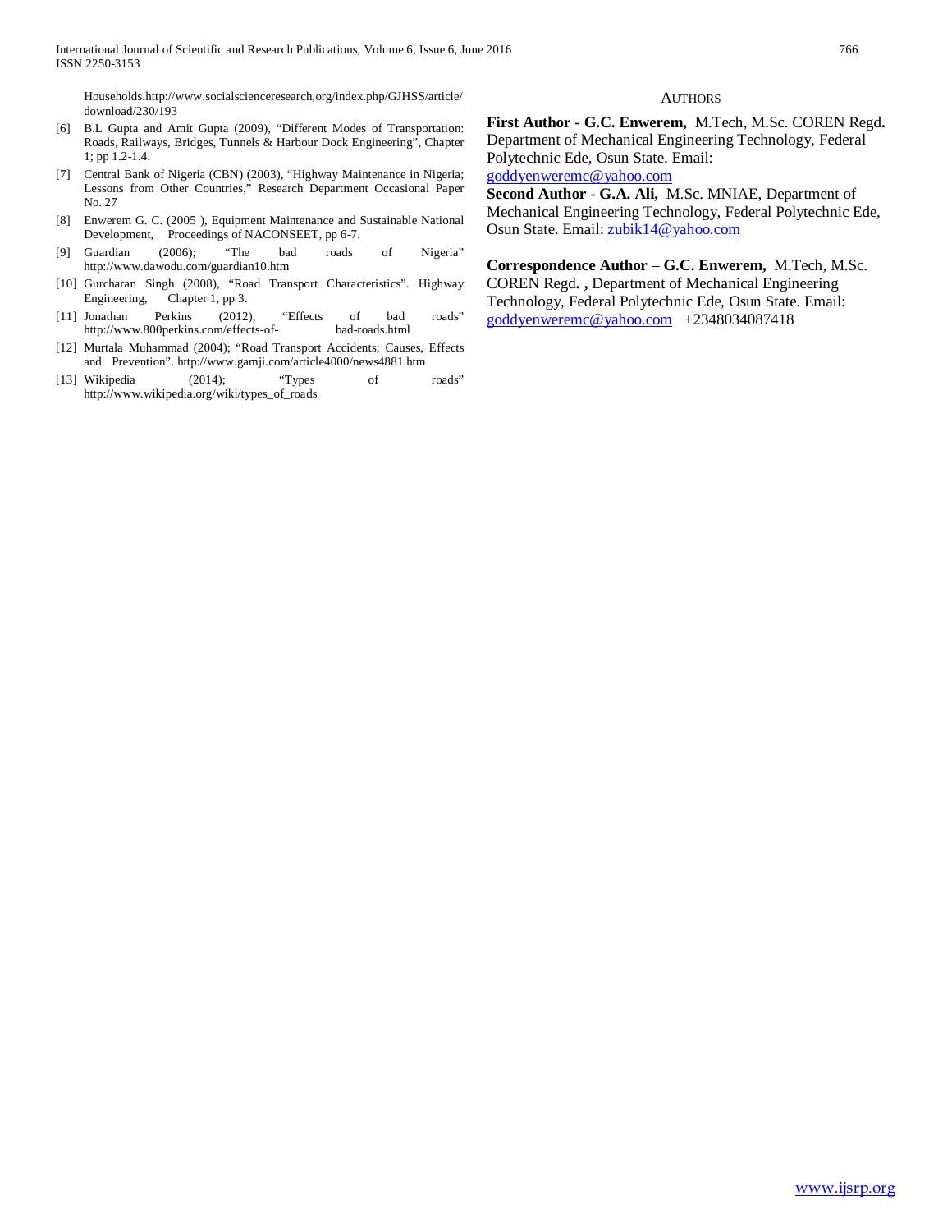Households.http://www.socialscienceresearch,org/index.php/GJHSS/article/download/230/193

[6] B.L Gupta and Amit Gupta (2009), "Different Modes of Transportation: Roads, Railways, Bridges, Tunnels & Harbour Dock Engineering", Chapter 1; pp 1.2-1.4.

[7] Central Bank of Nigeria (CBN) (2003), "Highway Maintenance in Nigeria; Lessons from Other Countries," Research Department Occasional Paper No. 27

[8] Enwerem G. C. (2005 ), Equipment Maintenance and Sustainable National Development, Proceedings of NACONSEET, pp 6-7.

[9] Guardian (2006); "The bad roads of Nigeria" http://www.dawodu.com/guardian10.htm

[10] Gurcharan Singh (2008), "Road Transport Characteristics". Highway Engineering, Chapter 1, pp 3.

[11] Jonathan Perkins (2012), "Effects of bad roads" http://www.800perkins.com/effects-of- bad-roads.html

[12] Murtala Muhammad (2004); "Road Transport Accidents; Causes, Effects and Prevention". http://www.gamji.com/article4000/news4881.htm

[13] Wikipedia (2014); "Types of roads" http://www.wikipedia.org/wiki/types_of_roads

## Authors

**First Author - G.C. Enwerem,** M.Tech, M.Sc. COREN Regd**.** Department of Mechanical Engineering Technology, Federal Polytechnic Ede, Osun State. Email: goddyenweremc@yahoo.com

**Second Author - G.A. Ali,** M.Sc. MNIAE, Department of Mechanical Engineering Technology, Federal Polytechnic Ede, Osun State. Email: zubik14@yahoo.com

**Correspondence Author – G.C. Enwerem,** M.Tech, M.Sc. COREN Regd**. ,** Department of Mechanical Engineering Technology, Federal Polytechnic Ede, Osun State. Email: goddyenweremc@yahoo.com +2348034087418